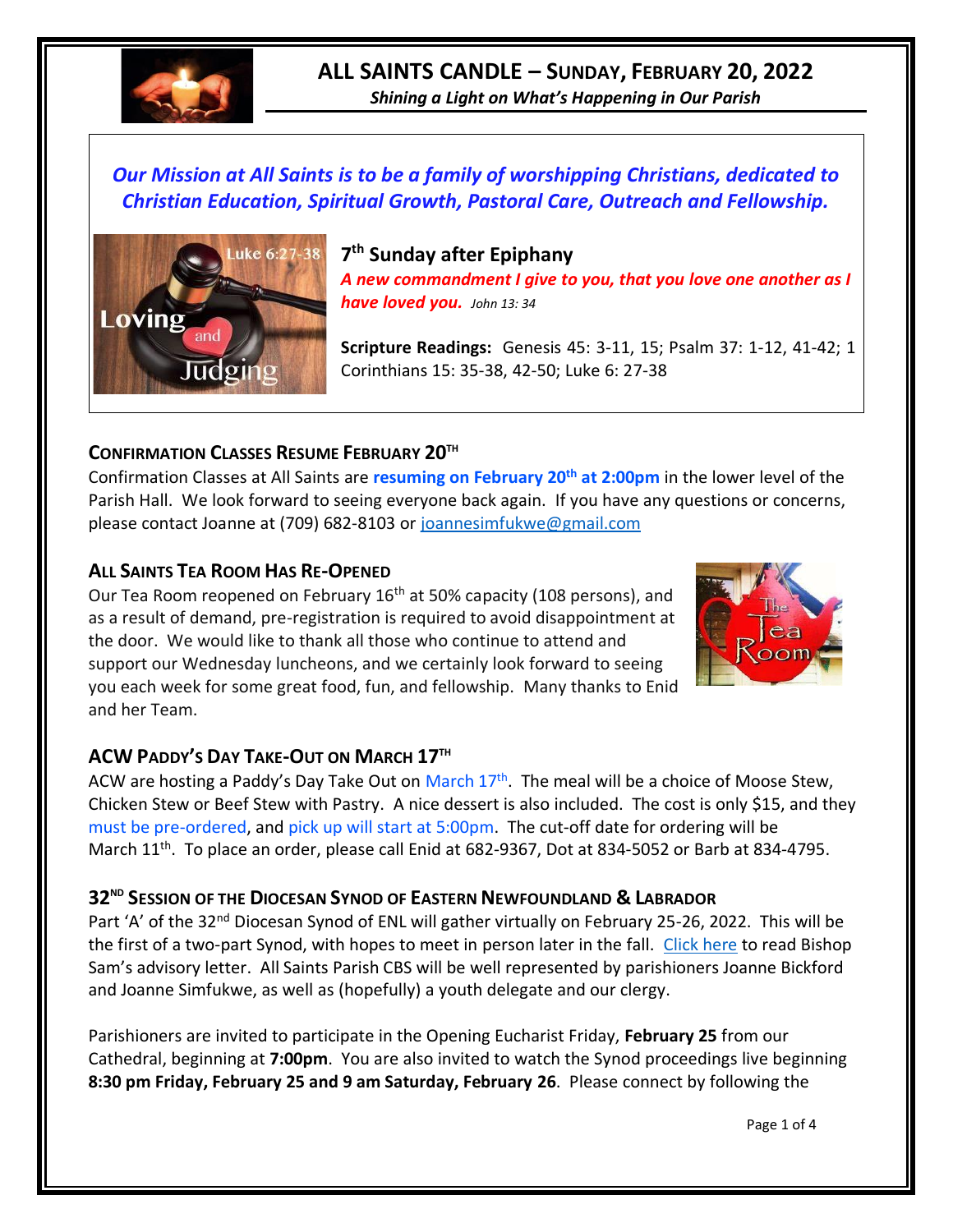# ALL SAINTS CANDLE – SUNDAY, FEBRUARY 20, 2022

*Shining a Light on What's Happening in Our Parish*

***Our Mission at All Saints is to be a family of worshipping Christians, dedicated to Christian Education, Spiritual Growth, Pastoral Care, Outreach and Fellowship.***

## 7th Sunday after Epiphany

***A new commandment I give to you, that you love one another as I have loved you.*** *John 13: 34*

**Scripture Readings:** Genesis 45: 3-11, 15; Psalm 37: 1-12, 41-42; 1 Corinthians 15: 35-38, 42-50; Luke 6: 27-38

### CONFIRMATION CLASSES RESUME FEBRUARY 20TH

Confirmation Classes at All Saints are **resuming on February 20th at 2:00pm** in the lower level of the Parish Hall. We look forward to seeing everyone back again. If you have any questions or concerns, please contact Joanne at (709) 682-8103 or joannesimfukwe@gmail.com

### ALL SAINTS TEA ROOM HAS RE-OPENED

Our Tea Room reopened on February 16th at 50% capacity (108 persons), and as a result of demand, pre-registration is required to avoid disappointment at the door. We would like to thank all those who continue to attend and support our Wednesday luncheons, and we certainly look forward to seeing you each week for some great food, fun, and fellowship. Many thanks to Enid and her Team.

### ACW PADDY'S DAY TAKE-OUT ON MARCH 17TH

ACW are hosting a Paddy's Day Take Out on March 17th. The meal will be a choice of Moose Stew, Chicken Stew or Beef Stew with Pastry. A nice dessert is also included. The cost is only $15, and they must be pre-ordered, and pick up will start at 5:00pm. The cut-off date for ordering will be March 11th. To place an order, please call Enid at 682-9367, Dot at 834-5052 or Barb at 834-4795.

### 32ND SESSION OF THE DIOCESAN SYNOD OF EASTERN NEWFOUNDLAND & LABRADOR

Part 'A' of the 32nd Diocesan Synod of ENL will gather virtually on February 25-26, 2022. This will be the first of a two-part Synod, with hopes to meet in person later in the fall. Click here to read Bishop Sam's advisory letter. All Saints Parish CBS will be well represented by parishioners Joanne Bickford and Joanne Simfukwe, as well as (hopefully) a youth delegate and our clergy.

Parishioners are invited to participate in the Opening Eucharist Friday, **February 25** from our Cathedral, beginning at **7:00pm**. You are also invited to watch the Synod proceedings live beginning **8:30 pm Friday, February 25 and 9 am Saturday, February 26**. Please connect by following the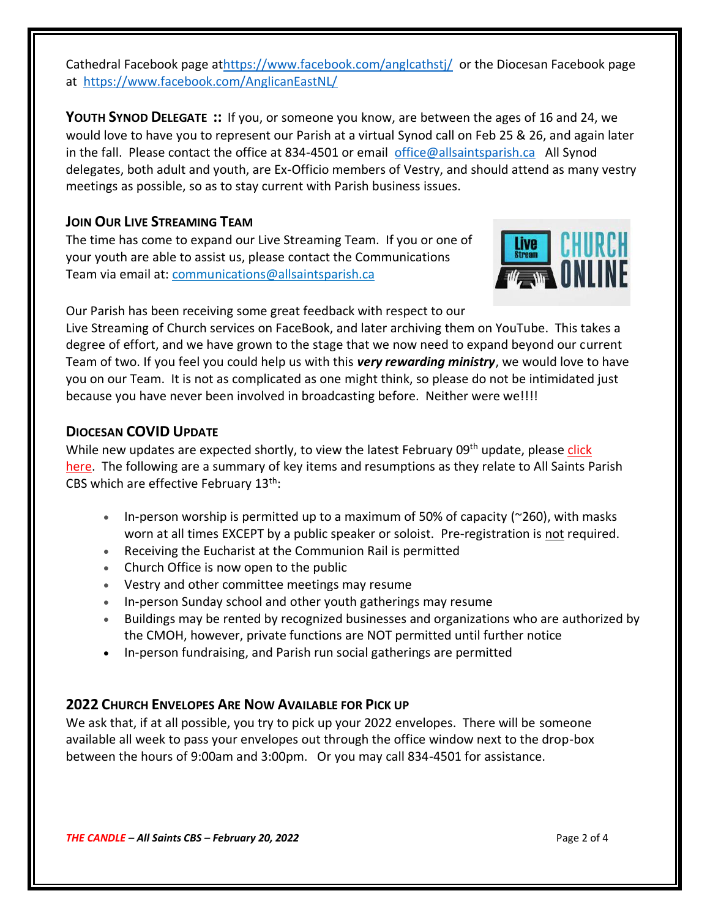Cathedral Facebook page at[https://www.facebook.com/anglcathstj/](https://www.facebook.com/anglcathstj/) or the Diocesan Facebook page at [https://www.facebook.com/AnglicanEastNL/](https://www.facebook.com/AnglicanEastNL/)

**YOUTH SYNOD DELEGATE ::** If you, or someone you know, are between the ages of 16 and 24, we would love to have you to represent our Parish at a virtual Synod call on Feb 25 & 26, and again later in the fall. Please contact the office at 834-4501 or email office@allsaintsparish.ca All Synod delegates, both adult and youth, are Ex-Officio members of Vestry, and should attend as many vestry meetings as possible, so as to stay current with Parish business issues.

## JOIN OUR LIVE STREAMING TEAM

The time has come to expand our Live Streaming Team. If you or one of your youth are able to assist us, please contact the Communications Team via email at: communications@allsaintsparish.ca

Our Parish has been receiving some great feedback with respect to our Live Streaming of Church services on FaceBook, and later archiving them on YouTube. This takes a degree of effort, and we have grown to the stage that we now need to expand beyond our current Team of two. If you feel you could help us with this ***very rewarding ministry***, we would love to have you on our Team. It is not as complicated as one might think, so please do not be intimidated just because you have never been involved in broadcasting before. Neither were we!!!!

## DIOCESAN COVID UPDATE

While new updates are expected shortly, to view the latest February 09th update, please click here. The following are a summary of key items and resumptions as they relate to All Saints Parish CBS which are effective February 13th:

- In-person worship is permitted up to a maximum of 50% of capacity (~260), with masks worn at all times EXCEPT by a public speaker or soloist. Pre-registration is not required.
- Receiving the Eucharist at the Communion Rail is permitted
- Church Office is now open to the public
- Vestry and other committee meetings may resume
- In-person Sunday school and other youth gatherings may resume
- Buildings may be rented by recognized businesses and organizations who are authorized by the CMOH, however, private functions are NOT permitted until further notice
- In-person fundraising, and Parish run social gatherings are permitted

## 2022 CHURCH ENVELOPES ARE NOW AVAILABLE FOR PICK UP

We ask that, if at all possible, you try to pick up your 2022 envelopes. There will be someone available all week to pass your envelopes out through the office window next to the drop-box between the hours of 9:00am and 3:00pm. Or you may call 834-4501 for assistance.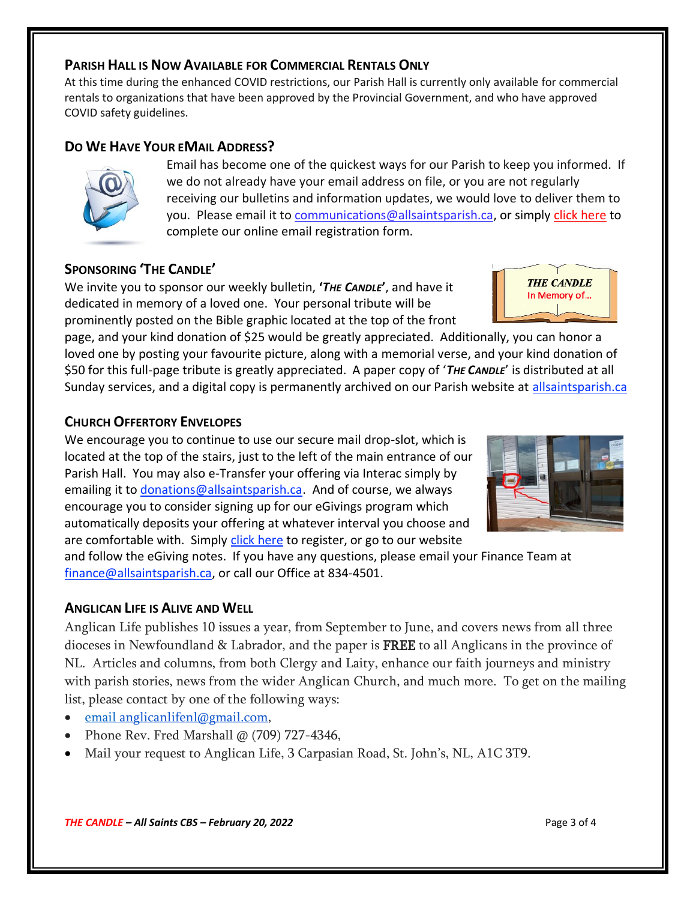## Parish Hall is Now Available for Commercial Rentals Only

At this time during the enhanced COVID restrictions, our Parish Hall is currently only available for commercial rentals to organizations that have been approved by the Provincial Government, and who have approved COVID safety guidelines.

## Do We Have Your eMail Address?

Email has become one of the quickest ways for our Parish to keep you informed. If we do not already have your email address on file, or you are not regularly receiving our bulletins and information updates, we would love to deliver them to you. Please email it to communications@allsaintsparish.ca, or simply click here to complete our online email registration form.

## Sponsoring 'The Candle'

We invite you to sponsor our weekly bulletin, ***'The Candle'***, and have it dedicated in memory of a loved one. Your personal tribute will be prominently posted on the Bible graphic located at the top of the front page, and your kind donation of $25 would be greatly appreciated. Additionally, you can honor a loved one by posting your favourite picture, along with a memorial verse, and your kind donation of $50 for this full-page tribute is greatly appreciated. A paper copy of '***The Candle***' is distributed at all Sunday services, and a digital copy is permanently archived on our Parish website at allsaintsparish.ca

## Church Offertory Envelopes

We encourage you to continue to use our secure mail drop-slot, which is located at the top of the stairs, just to the left of the main entrance of our Parish Hall. You may also e-Transfer your offering via Interac simply by emailing it to donations@allsaintsparish.ca. And of course, we always encourage you to consider signing up for our eGivings program which automatically deposits your offering at whatever interval you choose and are comfortable with. Simply click here to register, or go to our website and follow the eGiving notes. If you have any questions, please email your Finance Team at finance@allsaintsparish.ca, or call our Office at 834-4501.

## Anglican Life is Alive and Well

Anglican Life publishes 10 issues a year, from September to June, and covers news from all three dioceses in Newfoundland & Labrador, and the paper is FREE to all Anglicans in the province of NL. Articles and columns, from both Clergy and Laity, enhance our faith journeys and ministry with parish stories, news from the wider Anglican Church, and much more. To get on the mailing list, please contact by one of the following ways:

- email anglicanlifenl@gmail.com,
- Phone Rev. Fred Marshall @ (709) 727-4346,
- Mail your request to Anglican Life, 3 Carpasian Road, St. John's, NL, A1C 3T9.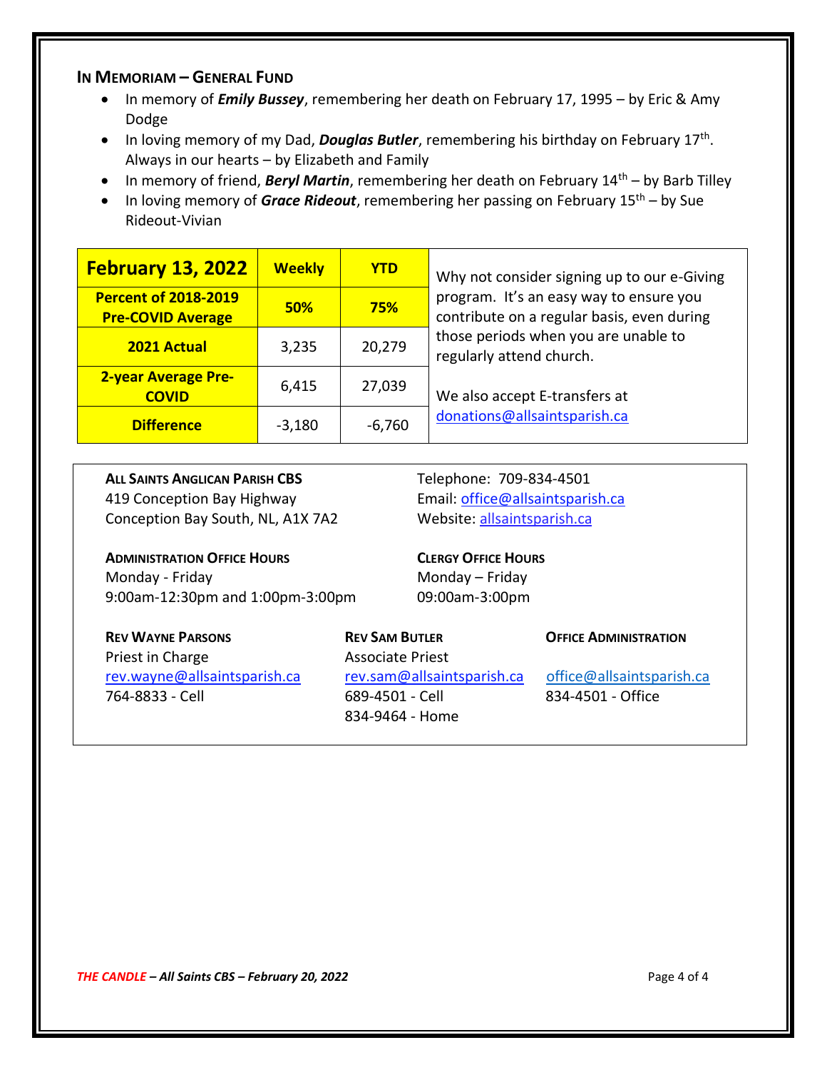## IN MEMORIAM – GENERAL FUND

- In memory of ***Emily Bussey***, remembering her death on February 17, 1995 – by Eric & Amy Dodge
- In loving memory of my Dad, ***Douglas Butler***, remembering his birthday on February 17th. Always in our hearts – by Elizabeth and Family
- In memory of friend, ***Beryl Martin***, remembering her death on February 14th – by Barb Tilley
- In loving memory of ***Grace Rideout***, remembering her passing on February 15th – by Sue Rideout-Vivian

| **February 13, 2022** | **Weekly** | **YTD** |
|---|---|---|
| **Percent of 2018-2019 Pre-COVID Average** | **50%** | **75%** |
| **2021 Actual** | 3,235 | 20,279 |
| **2-year Average Pre-COVID** | 6,415 | 27,039 |
| **Difference** | -3,180 | -6,760 |

Why not consider signing up to our e-Giving program. It's an easy way to ensure you contribute on a regular basis, even during those periods when you are unable to regularly attend church.

We also accept E-transfers at donations@allsaintsparish.ca

**ALL SAINTS ANGLICAN PARISH CBS**
419 Conception Bay Highway
Conception Bay South, NL, A1X 7A2

Telephone: 709-834-4501
Email: office@allsaintsparish.ca
Website: allsaintsparish.ca

**ADMINISTRATION OFFICE HOURS**
Monday - Friday
9:00am-12:30pm and 1:00pm-3:00pm

**CLERGY OFFICE HOURS**
Monday – Friday
09:00am-3:00pm

**REV WAYNE PARSONS**
Priest in Charge
rev.wayne@allsaintsparish.ca
764-8833 - Cell

**REV SAM BUTLER**
Associate Priest
rev.sam@allsaintsparish.ca
689-4501 - Cell
834-9464 - Home

**OFFICE ADMINISTRATION**
office@allsaintsparish.ca
834-4501 - Office